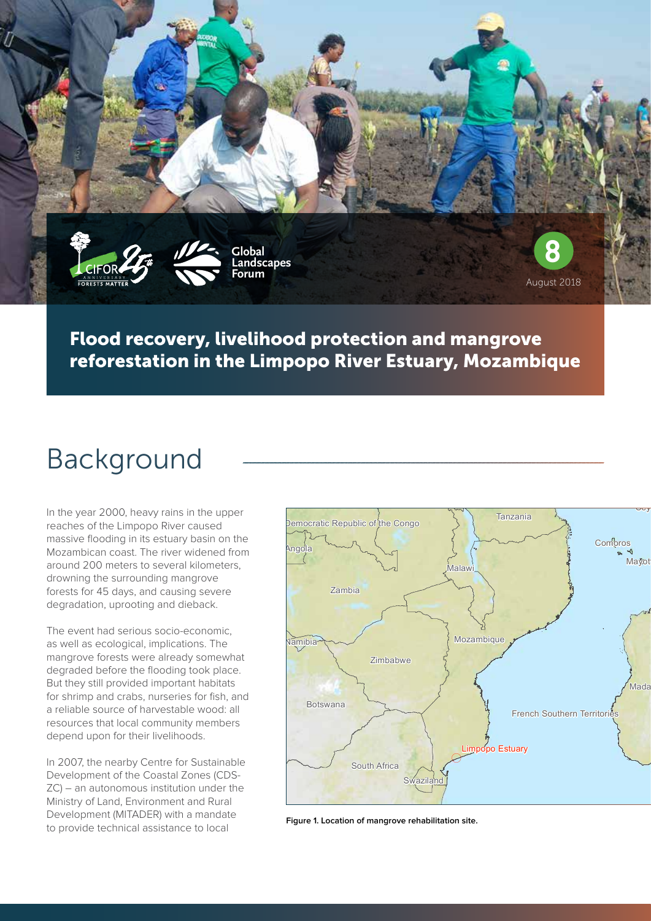8

August 2018

# Flood recovery, livelihood protection and mangrove reforestation in the Limpopo River Estuary, Mozambique

## Background

In the year 2000, heavy rains in the upper reaches of the Limpopo River caused massive flooding in its estuary basin on the Mozambican coast. The river widened from around 200 meters to several kilometers, drowning the surrounding mangrove forests for 45 days, and causing severe degradation, uprooting and dieback.

The event had serious socio-economic, as well as ecological, implications. The mangrove forests were already somewhat degraded before the flooding took place. But they still provided important habitats for shrimp and crabs, nurseries for fish, and a reliable source of harvestable wood: all resources that local community members depend upon for their livelihoods.

In 2007, the nearby Centre for Sustainable Development of the Coastal Zones (CDS-ZC) – an autonomous institution under the Ministry of Land, Environment and Rural Development (MITADER) with a mandate to provide technical assistance to local

**Figure 1. Location of mangrove rehabilitation site.**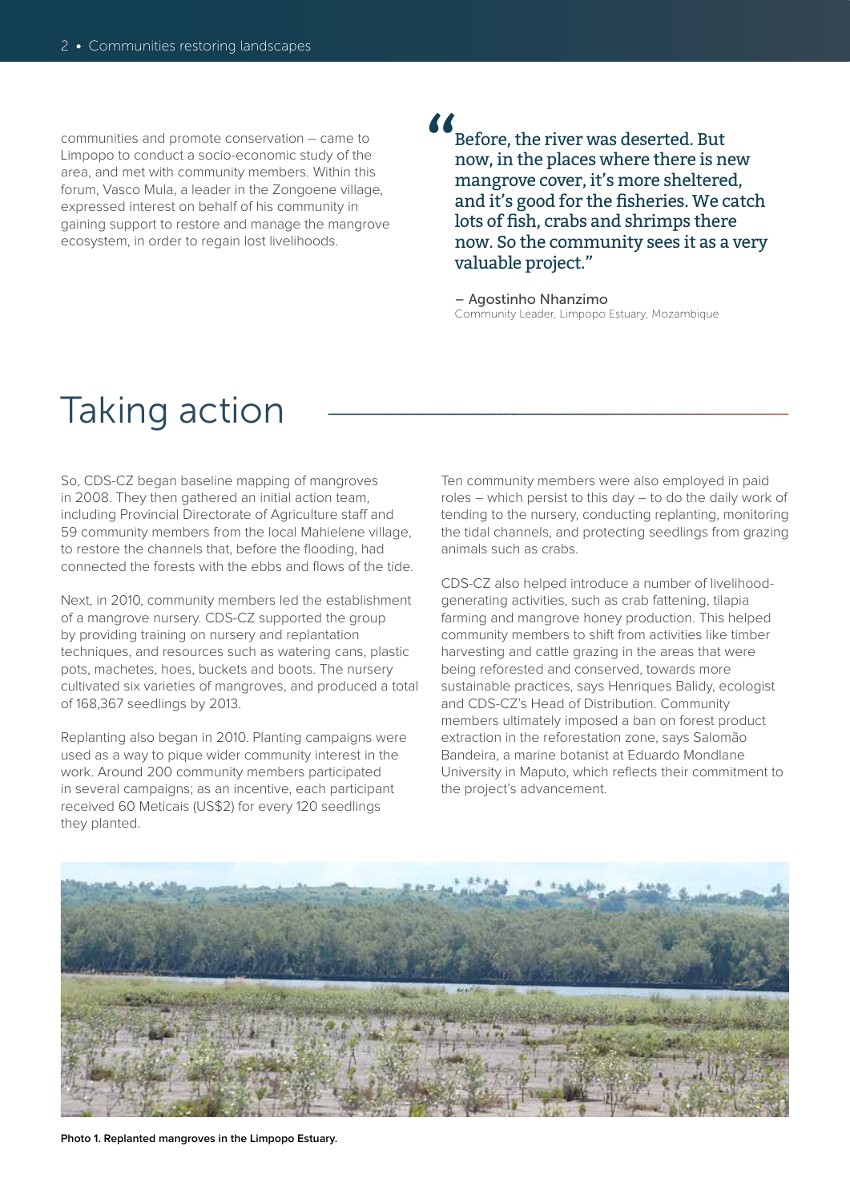communities and promote conservation – came to Limpopo to conduct a socio-economic study of the area, and met with community members. Within this forum, Vasco Mula, a leader in the Zongoene village, expressed interest on behalf of his community in gaining support to restore and manage the mangrove ecosystem, in order to regain lost livelihoods.

> "Before, the river was deserted. But now, in the places where there is new mangrove cover, it's more sheltered, and it's good for the fisheries. We catch lots of fish, crabs and shrimps there now. So the community sees it as a very valuable project."
>
> – Agostinho Nhanzimo
> Community Leader, Limpopo Estuary, Mozambique

## Taking action

So, CDS-CZ began baseline mapping of mangroves in 2008. They then gathered an initial action team, including Provincial Directorate of Agriculture staff and 59 community members from the local Mahielene village, to restore the channels that, before the flooding, had connected the forests with the ebbs and flows of the tide.

Next, in 2010, community members led the establishment of a mangrove nursery. CDS-CZ supported the group by providing training on nursery and replantation techniques, and resources such as watering cans, plastic pots, machetes, hoes, buckets and boots. The nursery cultivated six varieties of mangroves, and produced a total of 168,367 seedlings by 2013.

Replanting also began in 2010. Planting campaigns were used as a way to pique wider community interest in the work. Around 200 community members participated in several campaigns; as an incentive, each participant received 60 Meticais (US$2) for every 120 seedlings they planted.

Ten community members were also employed in paid roles – which persist to this day – to do the daily work of tending to the nursery, conducting replanting, monitoring the tidal channels, and protecting seedlings from grazing animals such as crabs.

CDS-CZ also helped introduce a number of livelihood-generating activities, such as crab fattening, tilapia farming and mangrove honey production. This helped community members to shift from activities like timber harvesting and cattle grazing in the areas that were being reforested and conserved, towards more sustainable practices, says Henriques Balidy, ecologist and CDS-CZ's Head of Distribution. Community members ultimately imposed a ban on forest product extraction in the reforestation zone, says Salomão Bandeira, a marine botanist at Eduardo Mondlane University in Maputo, which reflects their commitment to the project's advancement.

**Photo 1. Replanted mangroves in the Limpopo Estuary.**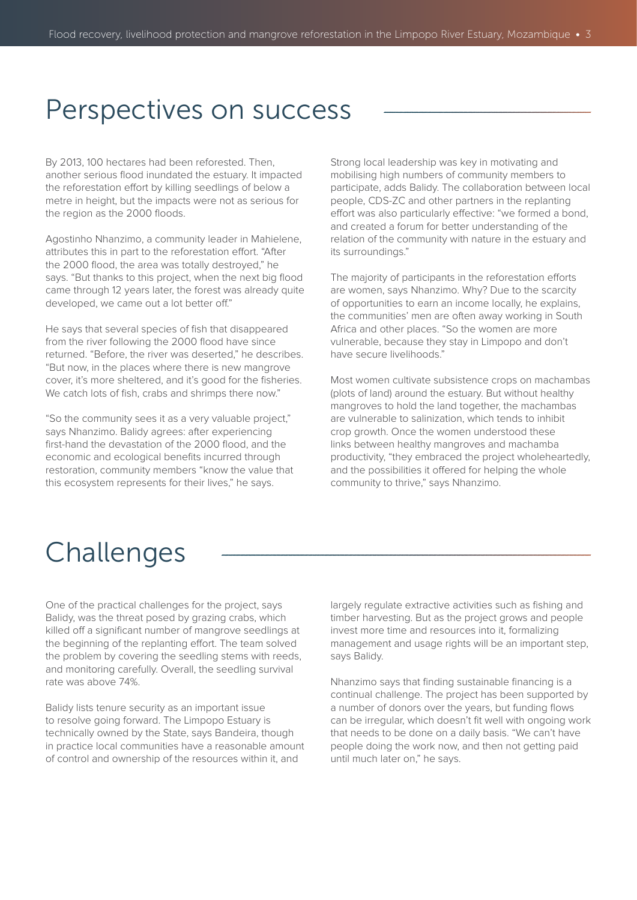## Perspectives on success

By 2013, 100 hectares had been reforested. Then, another serious flood inundated the estuary. It impacted the reforestation effort by killing seedlings of below a metre in height, but the impacts were not as serious for the region as the 2000 floods.

Agostinho Nhanzimo, a community leader in Mahielene, attributes this in part to the reforestation effort. "After the 2000 flood, the area was totally destroyed," he says. "But thanks to this project, when the next big flood came through 12 years later, the forest was already quite developed, we came out a lot better off."

He says that several species of fish that disappeared from the river following the 2000 flood have since returned. "Before, the river was deserted," he describes. "But now, in the places where there is new mangrove cover, it's more sheltered, and it's good for the fisheries. We catch lots of fish, crabs and shrimps there now."

"So the community sees it as a very valuable project," says Nhanzimo. Balidy agrees: after experiencing first-hand the devastation of the 2000 flood, and the economic and ecological benefits incurred through restoration, community members "know the value that this ecosystem represents for their lives," he says.

Strong local leadership was key in motivating and mobilising high numbers of community members to participate, adds Balidy. The collaboration between local people, CDS-ZC and other partners in the replanting effort was also particularly effective: "we formed a bond, and created a forum for better understanding of the relation of the community with nature in the estuary and its surroundings."

The majority of participants in the reforestation efforts are women, says Nhanzimo. Why? Due to the scarcity of opportunities to earn an income locally, he explains, the communities' men are often away working in South Africa and other places. "So the women are more vulnerable, because they stay in Limpopo and don't have secure livelihoods."

Most women cultivate subsistence crops on machambas (plots of land) around the estuary. But without healthy mangroves to hold the land together, the machambas are vulnerable to salinization, which tends to inhibit crop growth. Once the women understood these links between healthy mangroves and machamba productivity, "they embraced the project wholeheartedly, and the possibilities it offered for helping the whole community to thrive," says Nhanzimo.

## Challenges

One of the practical challenges for the project, says Balidy, was the threat posed by grazing crabs, which killed off a significant number of mangrove seedlings at the beginning of the replanting effort. The team solved the problem by covering the seedling stems with reeds, and monitoring carefully. Overall, the seedling survival rate was above 74%.

Balidy lists tenure security as an important issue to resolve going forward. The Limpopo Estuary is technically owned by the State, says Bandeira, though in practice local communities have a reasonable amount of control and ownership of the resources within it, and largely regulate extractive activities such as fishing and timber harvesting. But as the project grows and people invest more time and resources into it, formalizing management and usage rights will be an important step, says Balidy.

Nhanzimo says that finding sustainable financing is a continual challenge. The project has been supported by a number of donors over the years, but funding flows can be irregular, which doesn't fit well with ongoing work that needs to be done on a daily basis. "We can't have people doing the work now, and then not getting paid until much later on," he says.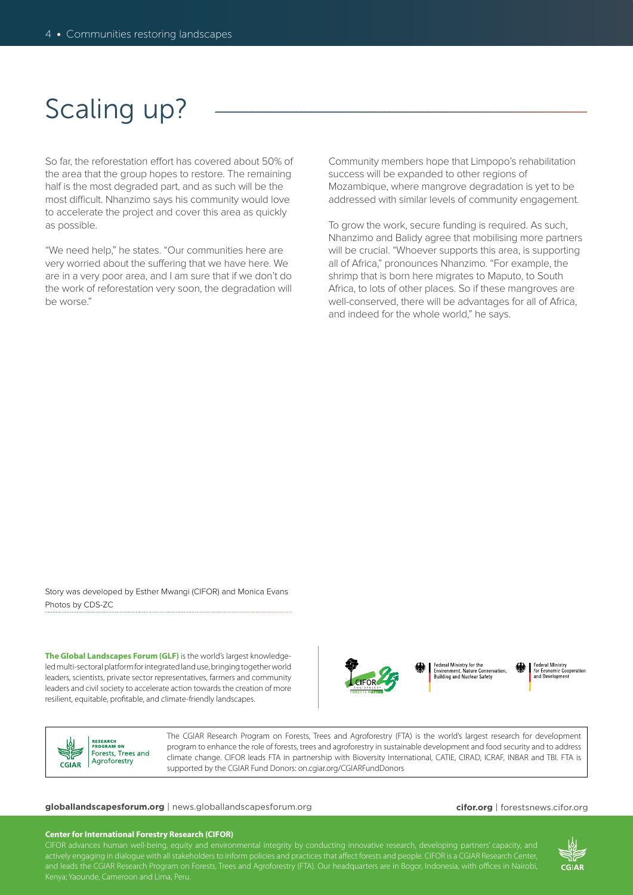# Scaling up?

So far, the reforestation effort has covered about 50% of the area that the group hopes to restore. The remaining half is the most degraded part, and as such will be the most difficult. Nhanzimo says his community would love to accelerate the project and cover this area as quickly as possible.

"We need help," he states. "Our communities here are very worried about the suffering that we have here. We are in a very poor area, and I am sure that if we don't do the work of reforestation very soon, the degradation will be worse."

Community members hope that Limpopo's rehabilitation success will be expanded to other regions of Mozambique, where mangrove degradation is yet to be addressed with similar levels of community engagement.

To grow the work, secure funding is required. As such, Nhanzimo and Balidy agree that mobilising more partners will be crucial. "Whoever supports this area, is supporting all of Africa," pronounces Nhanzimo. "For example, the shrimp that is born here migrates to Maputo, to South Africa, to lots of other places. So if these mangroves are well-conserved, there will be advantages for all of Africa, and indeed for the whole world," he says.

Story was developed by Esther Mwangi (CIFOR) and Monica Evans
Photos by CDS-ZC

**The Global Landscapes Forum (GLF)** is the world's largest knowledge-led multi-sectoral platform for integrated land use, bringing together world leaders, scientists, private sector representatives, farmers and community leaders and civil society to accelerate action towards the creation of more resilient, equitable, profitable, and climate-friendly landscapes.

CIFOR 25 Anniversary – Forests Matter

Federal Ministry for the Environment, Nature Conservation, Building and Nuclear Safety

Federal Ministry for Economic Cooperation and Development

RESEARCH PROGRAM ON Forests, Trees and Agroforestry – CGIAR

The CGIAR Research Program on Forests, Trees and Agroforestry (FTA) is the world's largest research for development program to enhance the role of forests, trees and agroforestry in sustainable development and food security and to address climate change. CIFOR leads FTA in partnership with Bioversity International, CATIE, CIRAD, ICRAF, INBAR and TBI. FTA is supported by the CGIAR Fund Donors: on.cgiar.org/CGIARFundDonors

**globallandscapesforum.org** | news.globallandscapesforum.org

**cifor.org** | forestsnews.cifor.org

**Center for International Forestry Research (CIFOR)**

CIFOR advances human well-being, equity and environmental integrity by conducting innovative research, developing partners' capacity, and actively engaging in dialogue with all stakeholders to inform policies and practices that affect forests and people. CIFOR is a CGIAR Research Center, and leads the CGIAR Research Program on Forests, Trees and Agroforestry (FTA). Our headquarters are in Bogor, Indonesia, with offices in Nairobi, Kenya; Yaounde, Cameroon and Lima, Peru.